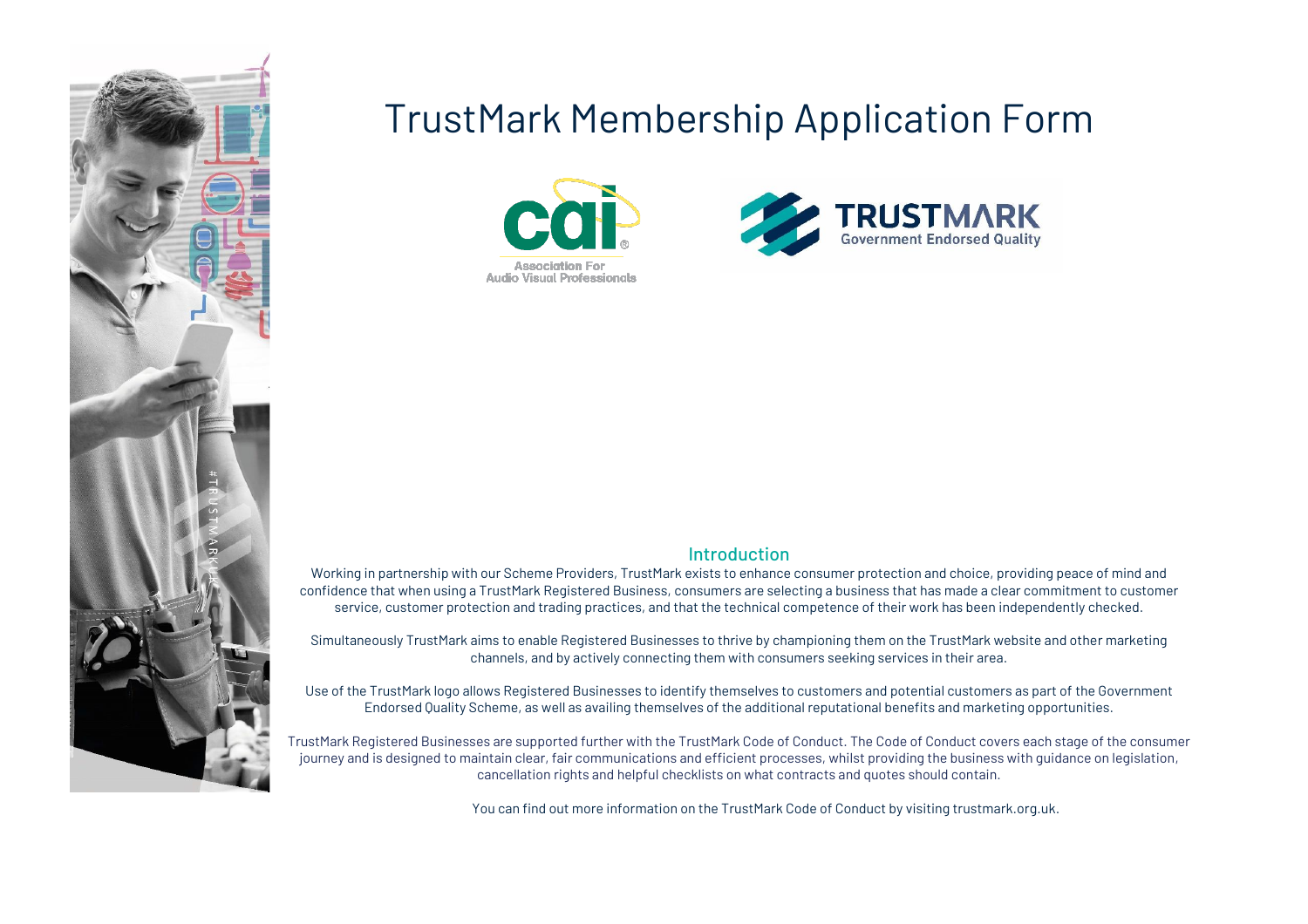# TrustMark Membership Application Form

## Introduction

Working in partnership with our Scheme Providers, TrustMark exists to enhance consumer protection and choice, providing peace of mind and confidence that when using a TrustMark Registered Business, consumers are selecting a business that has made a clear commitment to customer service, customer protection and trading practices, and that the technical competence of their work has been independently checked.

Simultaneously TrustMark aims to enable Registered Businesses to thrive by championing them on the TrustMark website and other marketing channels, and by actively connecting them with consumers seeking services in their area.

Use of the TrustMark logo allows Registered Businesses to identify themselves to customers and potential customers as part of the Government Endorsed Quality Scheme, as well as availing themselves of the additional reputational benefits and marketing opportunities.

TrustMark Registered Businesses are supported further with the TrustMark Code of Conduct. The Code of Conduct covers each stage of the consumer journey and is designed to maintain clear, fair communications and efficient processes, whilst providing the business with guidance on legislation, cancellation rights and helpful checklists on what contracts and quotes should contain.

You can find out more information on the TrustMark Code of Conduct by visiting trustmark.org.uk.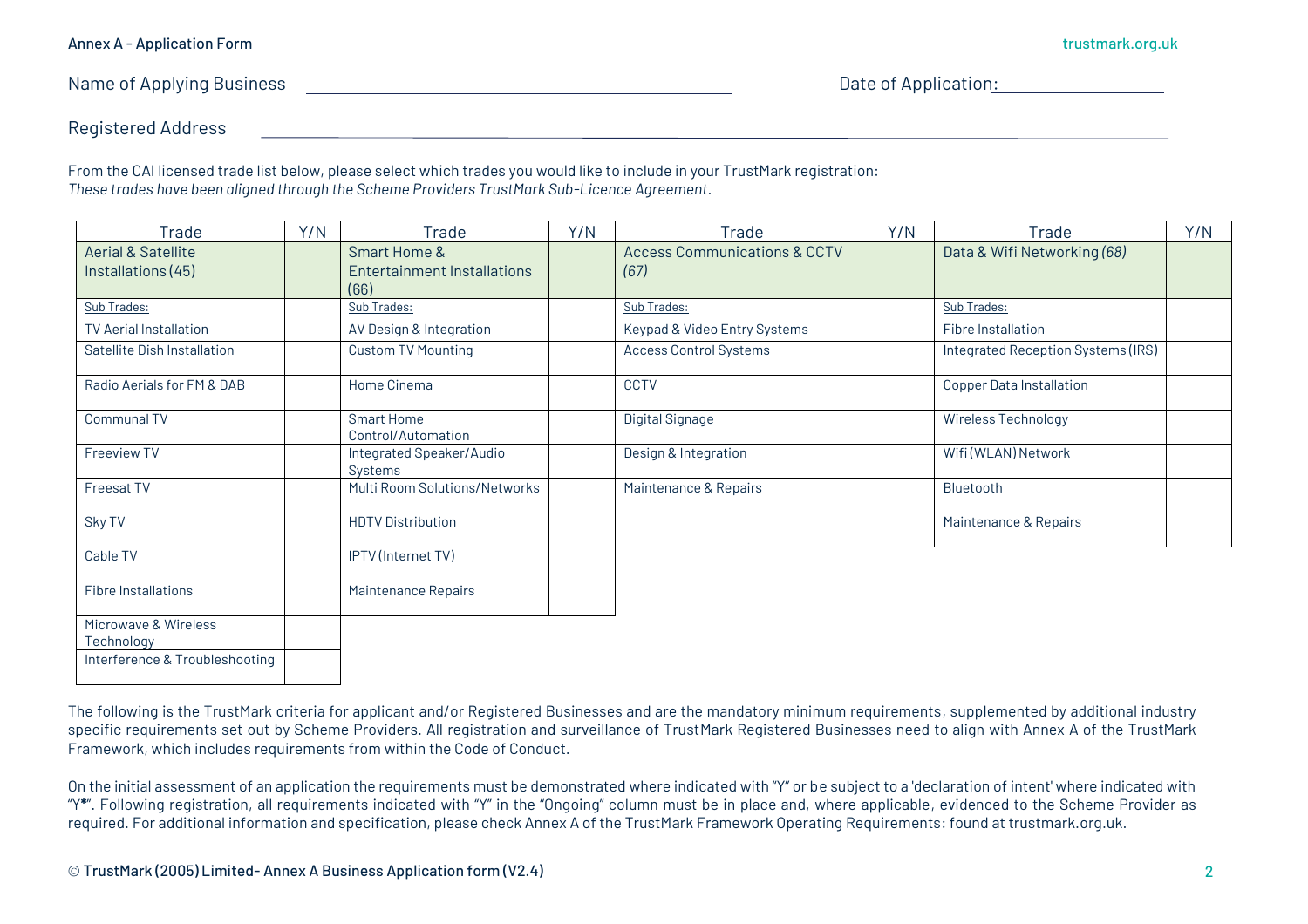Annex A - Application Form

Name of Applying Business ______________________________ Date of Application: ____________________

Registered Address ______________________________________________

From the CAI licensed trade list below, please select which trades you would like to include in your TrustMark registration:
*These trades have been aligned through the Scheme Providers TrustMark Sub-Licence Agreement.*

| Trade | Y/N | Trade | Y/N | Trade | Y/N | Trade | Y/N |
|---|---|---|---|---|---|---|---|
| Aerial & Satellite Installations (45) | | Smart Home & Entertainment Installations (66) | | Access Communications & CCTV *(67)* | | Data & Wifi Networking *(68)* | |
| Sub Trades: TV Aerial Installation | | Sub Trades: AV Design & Integration | | Sub Trades: Keypad & Video Entry Systems | | Sub Trades: Fibre Installation | |
| Satellite Dish Installation | | Custom TV Mounting | | Access Control Systems | | Integrated Reception Systems (IRS) | |
| Radio Aerials for FM & DAB | | Home Cinema | | CCTV | | Copper Data Installation | |
| Communal TV | | Smart Home Control/Automation | | Digital Signage | | Wireless Technology | |
| Freeview TV | | Integrated Speaker/Audio Systems | | Design & Integration | | Wifi (WLAN) Network | |
| Freesat TV | | Multi Room Solutions/Networks | | Maintenance & Repairs | | Bluetooth | |
| Sky TV | | HDTV Distribution | | | | Maintenance & Repairs | |
| Cable TV | | IPTV (Internet TV) | | | | | |
| Fibre Installations | | Maintenance Repairs | | | | | |
| Microwave & Wireless Technology | | | | | | | |
| Interference & Troubleshooting | | | | | | | |

The following is the TrustMark criteria for applicant and/or Registered Businesses and are the mandatory minimum requirements, supplemented by additional industry specific requirements set out by Scheme Providers. All registration and surveillance of TrustMark Registered Businesses need to align with Annex A of the TrustMark Framework, which includes requirements from within the Code of Conduct.

On the initial assessment of an application the requirements must be demonstrated where indicated with "Y" or be subject to a 'declaration of intent' where indicated with "Y*". Following registration, all requirements indicated with "Y" in the "Ongoing" column must be in place and, where applicable, evidenced to the Scheme Provider as required. For additional information and specification, please check Annex A of the TrustMark Framework Operating Requirements: found at trustmark.org.uk.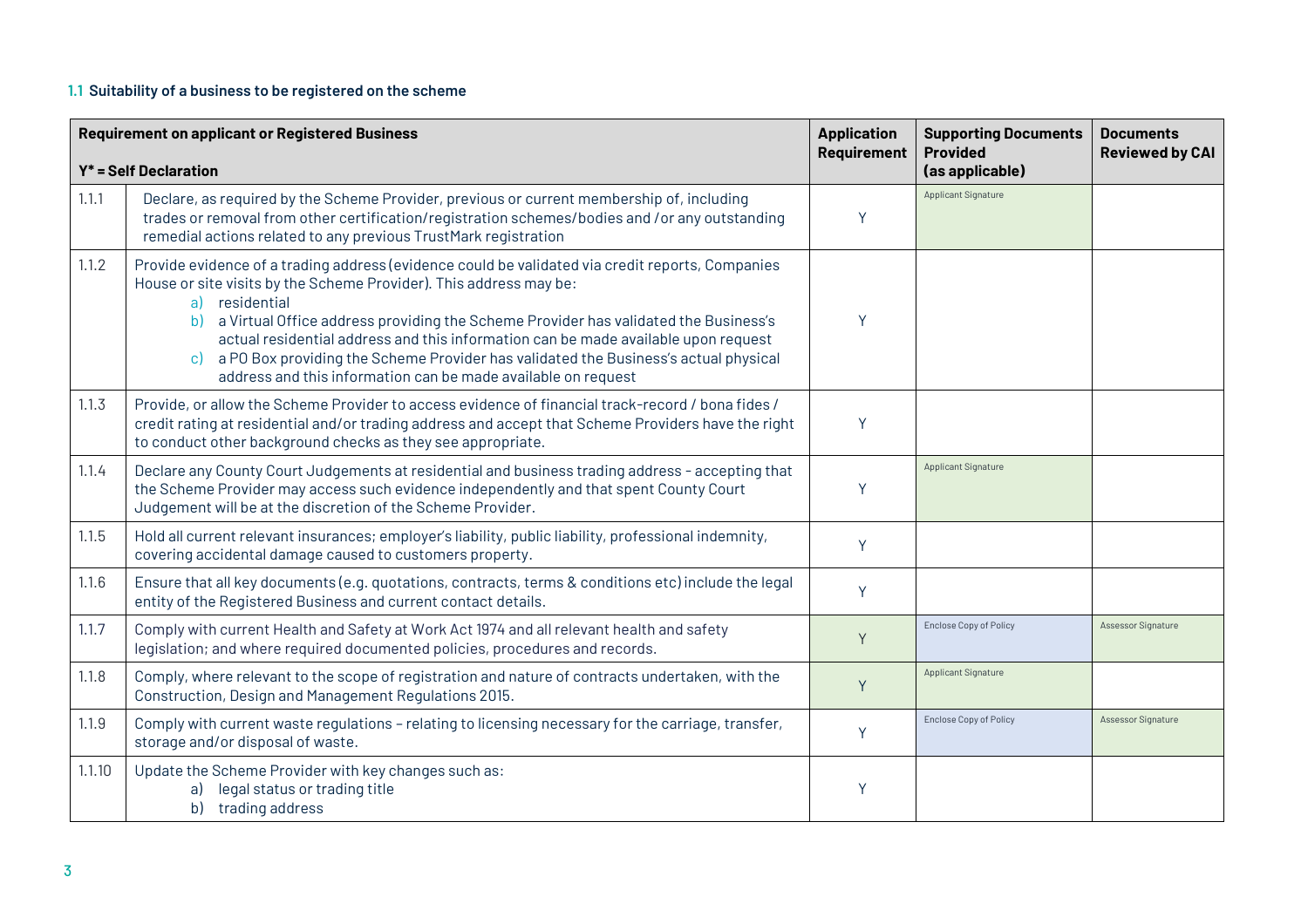### 1.1 Suitability of a business to be registered on the scheme

| Requirement on applicant or Registered Business<br><br>Y* = Self Declaration | | Application Requirement | Supporting Documents Provided (as applicable) | Documents Reviewed by CAI |
|---|---|---|---|---|
| 1.1.1 | Declare, as required by the Scheme Provider, previous or current membership of, including trades or removal from other certification/registration schemes/bodies and /or any outstanding remedial actions related to any previous TrustMark registration | Y | Applicant Signature | |
| 1.1.2 | Provide evidence of a trading address (evidence could be validated via credit reports, Companies House or site visits by the Scheme Provider). This address may be:<br>a) residential<br>b) a Virtual Office address providing the Scheme Provider has validated the Business's actual residential address and this information can be made available upon request<br>c) a PO Box providing the Scheme Provider has validated the Business's actual physical address and this information can be made available on request | Y | | |
| 1.1.3 | Provide, or allow the Scheme Provider to access evidence of financial track-record / bona fides / credit rating at residential and/or trading address and accept that Scheme Providers have the right to conduct other background checks as they see appropriate. | Y | | |
| 1.1.4 | Declare any County Court Judgements at residential and business trading address - accepting that the Scheme Provider may access such evidence independently and that spent County Court Judgement will be at the discretion of the Scheme Provider. | Y | Applicant Signature | |
| 1.1.5 | Hold all current relevant insurances; employer's liability, public liability, professional indemnity, covering accidental damage caused to customers property. | Y | | |
| 1.1.6 | Ensure that all key documents (e.g. quotations, contracts, terms & conditions etc) include the legal entity of the Registered Business and current contact details. | Y | | |
| 1.1.7 | Comply with current Health and Safety at Work Act 1974 and all relevant health and safety legislation; and where required documented policies, procedures and records. | Y | Enclose Copy of Policy | Assessor Signature |
| 1.1.8 | Comply, where relevant to the scope of registration and nature of contracts undertaken, with the Construction, Design and Management Regulations 2015. | Y | Applicant Signature | |
| 1.1.9 | Comply with current waste regulations – relating to licensing necessary for the carriage, transfer, storage and/or disposal of waste. | Y | Enclose Copy of Policy | Assessor Signature |
| 1.1.10 | Update the Scheme Provider with key changes such as:<br>a) legal status or trading title<br>b) trading address | Y | | |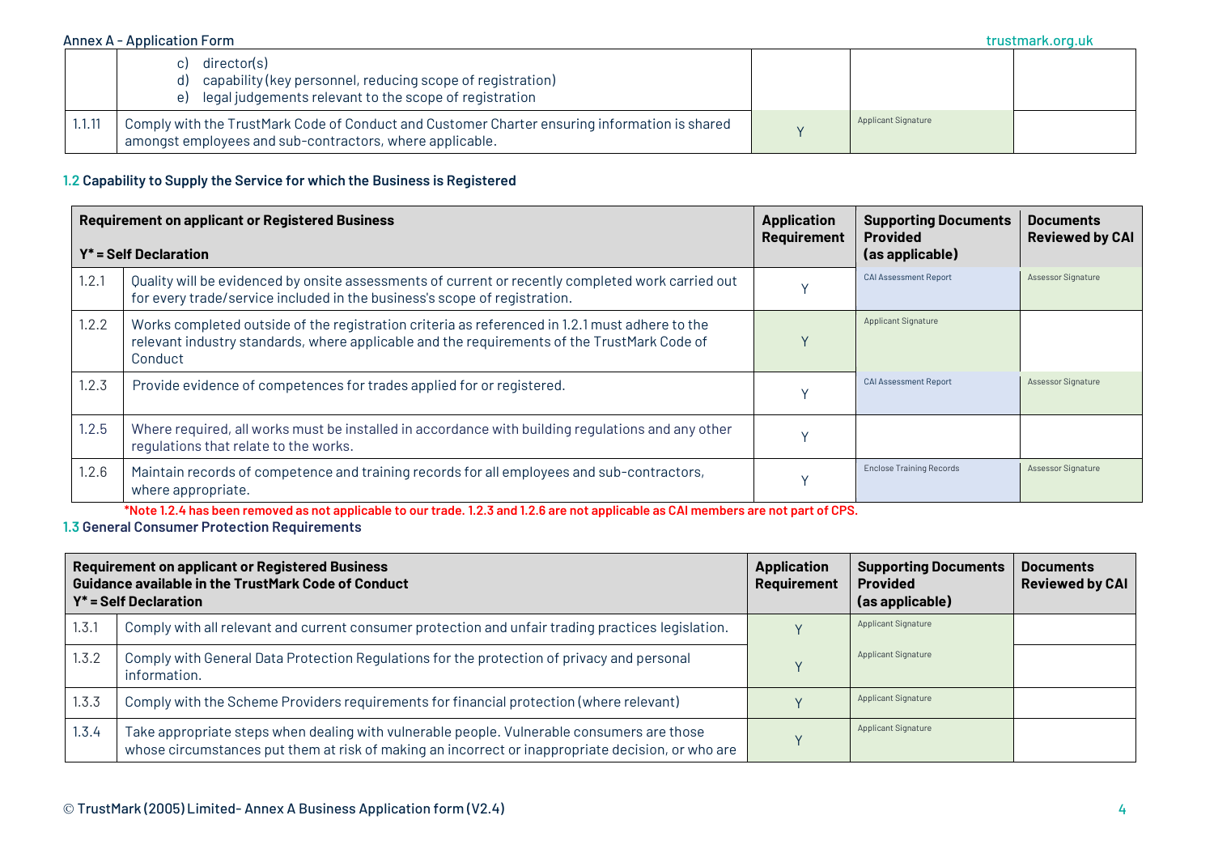| | | | | |
|---|---|---|---|---|
| | c) director(s)<br>d) capability (key personnel, reducing scope of registration)<br>e) legal judgements relevant to the scope of registration | | | |
| 1.1.11 | Comply with the TrustMark Code of Conduct and Customer Charter ensuring information is shared amongst employees and sub-contractors, where applicable. | Y | Applicant Signature | |

### 1.2 Capability to Supply the Service for which the Business is Registered

| | Requirement on applicant or Registered Business<br><br>Y* = Self Declaration | Application Requirement | Supporting Documents Provided (as applicable) | Documents Reviewed by CAI |
|---|---|---|---|---|
| 1.2.1 | Quality will be evidenced by onsite assessments of current or recently completed work carried out for every trade/service included in the business's scope of registration. | Y | CAI Assessment Report | Assessor Signature |
| 1.2.2 | Works completed outside of the registration criteria as referenced in 1.2.1 must adhere to the relevant industry standards, where applicable and the requirements of the TrustMark Code of Conduct | Y | Applicant Signature | |
| 1.2.3 | Provide evidence of competences for trades applied for or registered. | Y | CAI Assessment Report | Assessor Signature |
| 1.2.5 | Where required, all works must be installed in accordance with building regulations and any other regulations that relate to the works. | Y | | |
| 1.2.6 | Maintain records of competence and training records for all employees and sub-contractors, where appropriate. | Y | Enclose Training Records | Assessor Signature |

**\*Note 1.2.4 has been removed as not applicable to our trade. 1.2.3 and 1.2.6 are not applicable as CAI members are not part of CPS.**

### 1.3 General Consumer Protection Requirements

| | Requirement on applicant or Registered Business<br>Guidance available in the TrustMark Code of Conduct<br>Y* = Self Declaration | Application Requirement | Supporting Documents Provided (as applicable) | Documents Reviewed by CAI |
|---|---|---|---|---|
| 1.3.1 | Comply with all relevant and current consumer protection and unfair trading practices legislation. | Y | Applicant Signature | |
| 1.3.2 | Comply with General Data Protection Regulations for the protection of privacy and personal information. | Y | Applicant Signature | |
| 1.3.3 | Comply with the Scheme Providers requirements for financial protection (where relevant) | Y | Applicant Signature | |
| 1.3.4 | Take appropriate steps when dealing with vulnerable people. Vulnerable consumers are those whose circumstances put them at risk of making an incorrect or inappropriate decision, or who are | Y | Applicant Signature | |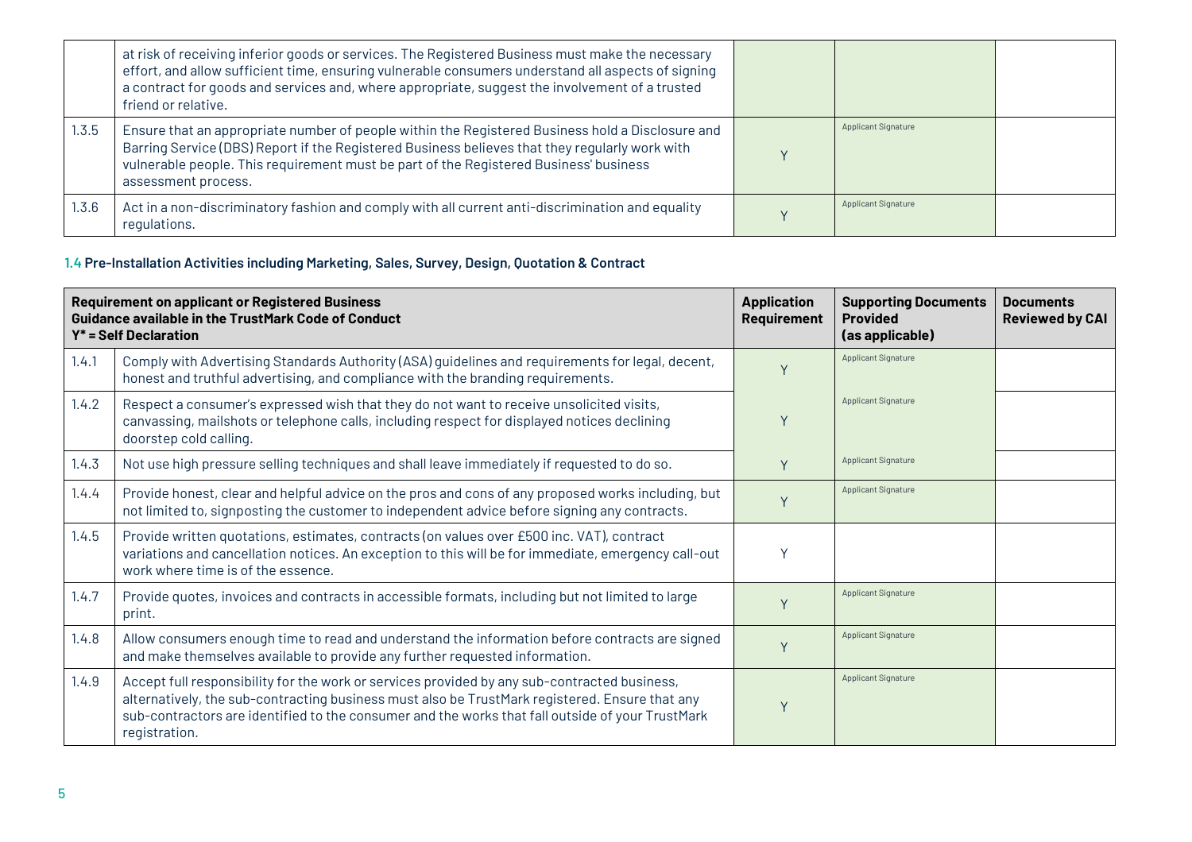| | | | | |
|---|---|---|---|---|
| | at risk of receiving inferior goods or services. The Registered Business must make the necessary effort, and allow sufficient time, ensuring vulnerable consumers understand all aspects of signing a contract for goods and services and, where appropriate, suggest the involvement of a trusted friend or relative. | | | |
| 1.3.5 | Ensure that an appropriate number of people within the Registered Business hold a Disclosure and Barring Service (DBS) Report if the Registered Business believes that they regularly work with vulnerable people. This requirement must be part of the Registered Business' business assessment process. | Y | Applicant Signature | |
| 1.3.6 | Act in a non-discriminatory fashion and comply with all current anti-discrimination and equality regulations. | Y | Applicant Signature | |

### 1.4 Pre-Installation Activities including Marketing, Sales, Survey, Design, Quotation & Contract

| **Requirement on applicant or Registered Business**<br>**Guidance available in the TrustMark Code of Conduct**<br>**Y* = Self Declaration** | | **Application Requirement** | **Supporting Documents Provided (as applicable)** | **Documents Reviewed by CAI** |
|---|---|---|---|---|
| 1.4.1 | Comply with Advertising Standards Authority (ASA) guidelines and requirements for legal, decent, honest and truthful advertising, and compliance with the branding requirements. | Y | Applicant Signature | |
| 1.4.2 | Respect a consumer's expressed wish that they do not want to receive unsolicited visits, canvassing, mailshots or telephone calls, including respect for displayed notices declining doorstep cold calling. | Y | Applicant Signature | |
| 1.4.3 | Not use high pressure selling techniques and shall leave immediately if requested to do so. | Y | Applicant Signature | |
| 1.4.4 | Provide honest, clear and helpful advice on the pros and cons of any proposed works including, but not limited to, signposting the customer to independent advice before signing any contracts. | Y | Applicant Signature | |
| 1.4.5 | Provide written quotations, estimates, contracts (on values over £500 inc. VAT), contract variations and cancellation notices. An exception to this will be for immediate, emergency call-out work where time is of the essence. | Y | | |
| 1.4.7 | Provide quotes, invoices and contracts in accessible formats, including but not limited to large print. | Y | Applicant Signature | |
| 1.4.8 | Allow consumers enough time to read and understand the information before contracts are signed and make themselves available to provide any further requested information. | Y | Applicant Signature | |
| 1.4.9 | Accept full responsibility for the work or services provided by any sub-contracted business, alternatively, the sub-contracting business must also be TrustMark registered. Ensure that any sub-contractors are identified to the consumer and the works that fall outside of your TrustMark registration. | Y | Applicant Signature | |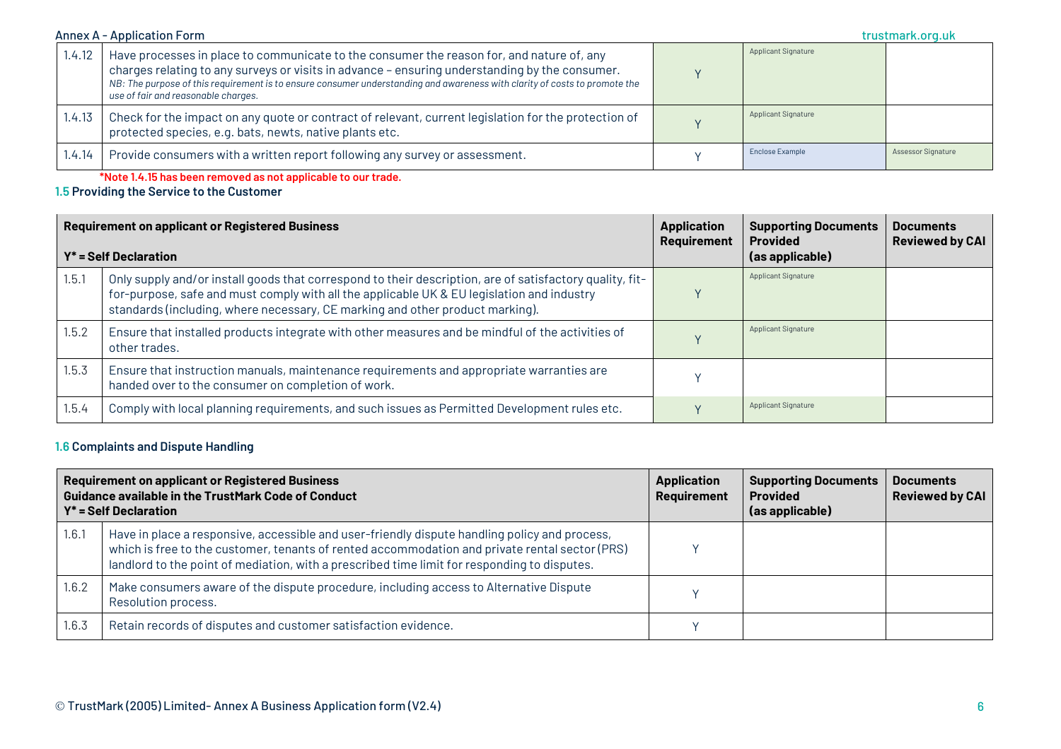| | | | | |
|---|---|---|---|---|
| 1.4.12 | Have processes in place to communicate to the consumer the reason for, and nature of, any charges relating to any surveys or visits in advance – ensuring understanding by the consumer. *NB: The purpose of this requirement is to ensure consumer understanding and awareness with clarity of costs to promote the use of fair and reasonable charges.* | Y | Applicant Signature | |
| 1.4.13 | Check for the impact on any quote or contract of relevant, current legislation for the protection of protected species, e.g. bats, newts, native plants etc. | Y | Applicant Signature | |
| 1.4.14 | Provide consumers with a written report following any survey or assessment. | Y | Enclose Example | Assessor Signature |

**\*Note 1.4.15 has been removed as not applicable to our trade.**

### 1.5 Providing the Service to the Customer

| Requirement on applicant or Registered Business<br>Y* = Self Declaration | | Application Requirement | Supporting Documents Provided (as applicable) | Documents Reviewed by CAI |
|---|---|---|---|---|
| 1.5.1 | Only supply and/or install goods that correspond to their description, are of satisfactory quality, fit-for-purpose, safe and must comply with all the applicable UK & EU legislation and industry standards (including, where necessary, CE marking and other product marking). | Y | Applicant Signature | |
| 1.5.2 | Ensure that installed products integrate with other measures and be mindful of the activities of other trades. | Y | Applicant Signature | |
| 1.5.3 | Ensure that instruction manuals, maintenance requirements and appropriate warranties are handed over to the consumer on completion of work. | Y | | |
| 1.5.4 | Comply with local planning requirements, and such issues as Permitted Development rules etc. | Y | Applicant Signature | |

### 1.6 Complaints and Dispute Handling

| Requirement on applicant or Registered Business<br>Guidance available in the TrustMark Code of Conduct<br>Y* = Self Declaration | | Application Requirement | Supporting Documents Provided (as applicable) | Documents Reviewed by CAI |
|---|---|---|---|---|
| 1.6.1 | Have in place a responsive, accessible and user-friendly dispute handling policy and process, which is free to the customer, tenants of rented accommodation and private rental sector (PRS) landlord to the point of mediation, with a prescribed time limit for responding to disputes. | Y | | |
| 1.6.2 | Make consumers aware of the dispute procedure, including access to Alternative Dispute Resolution process. | Y | | |
| 1.6.3 | Retain records of disputes and customer satisfaction evidence. | Y | | |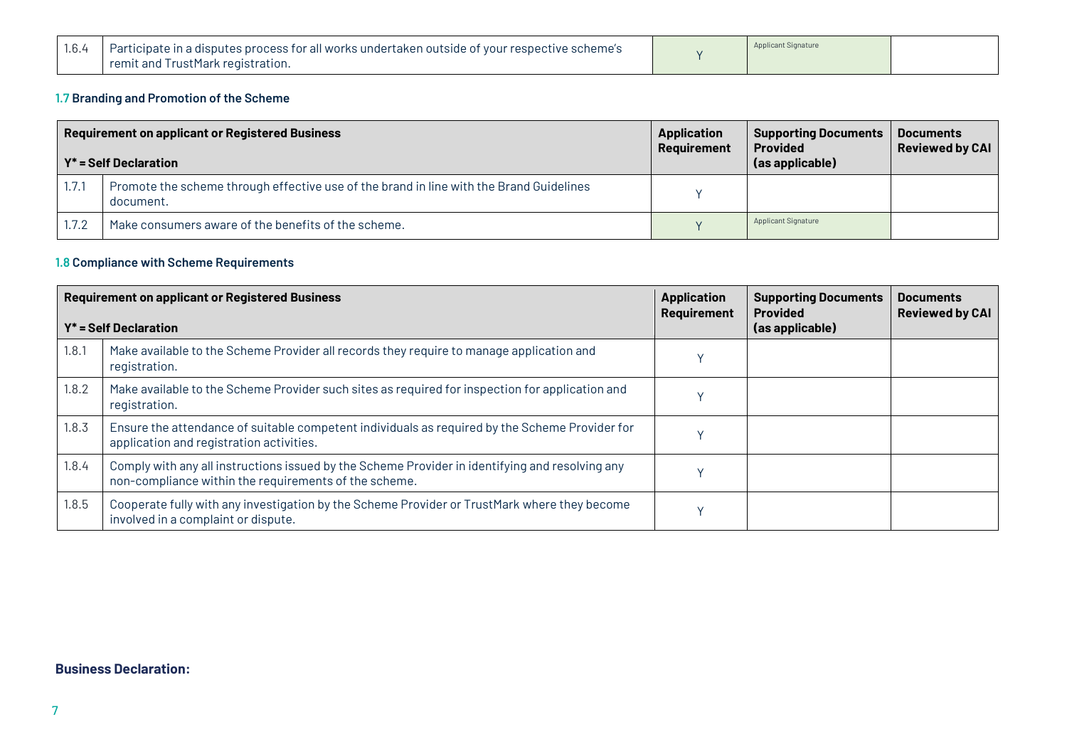| 1.6.4 | Participate in a disputes process for all works undertaken outside of your respective scheme's remit and TrustMark registration. | Y | Applicant Signature | |
|---|---|---|---|---|

### 1.7 Branding and Promotion of the Scheme

| Requirement on applicant or Registered Business<br><br>Y* = Self Declaration | | Application Requirement | Supporting Documents Provided (as applicable) | Documents Reviewed by CAI |
|---|---|---|---|---|
| 1.7.1 | Promote the scheme through effective use of the brand in line with the Brand Guidelines document. | Y | | |
| 1.7.2 | Make consumers aware of the benefits of the scheme. | Y | Applicant Signature | |

### 1.8 Compliance with Scheme Requirements

| Requirement on applicant or Registered Business<br><br>Y* = Self Declaration | | Application Requirement | Supporting Documents Provided (as applicable) | Documents Reviewed by CAI |
|---|---|---|---|---|
| 1.8.1 | Make available to the Scheme Provider all records they require to manage application and registration. | Y | | |
| 1.8.2 | Make available to the Scheme Provider such sites as required for inspection for application and registration. | Y | | |
| 1.8.3 | Ensure the attendance of suitable competent individuals as required by the Scheme Provider for application and registration activities. | Y | | |
| 1.8.4 | Comply with any all instructions issued by the Scheme Provider in identifying and resolving any non-compliance within the requirements of the scheme. | Y | | |
| 1.8.5 | Cooperate fully with any investigation by the Scheme Provider or TrustMark where they become involved in a complaint or dispute. | Y | | |

**Business Declaration:**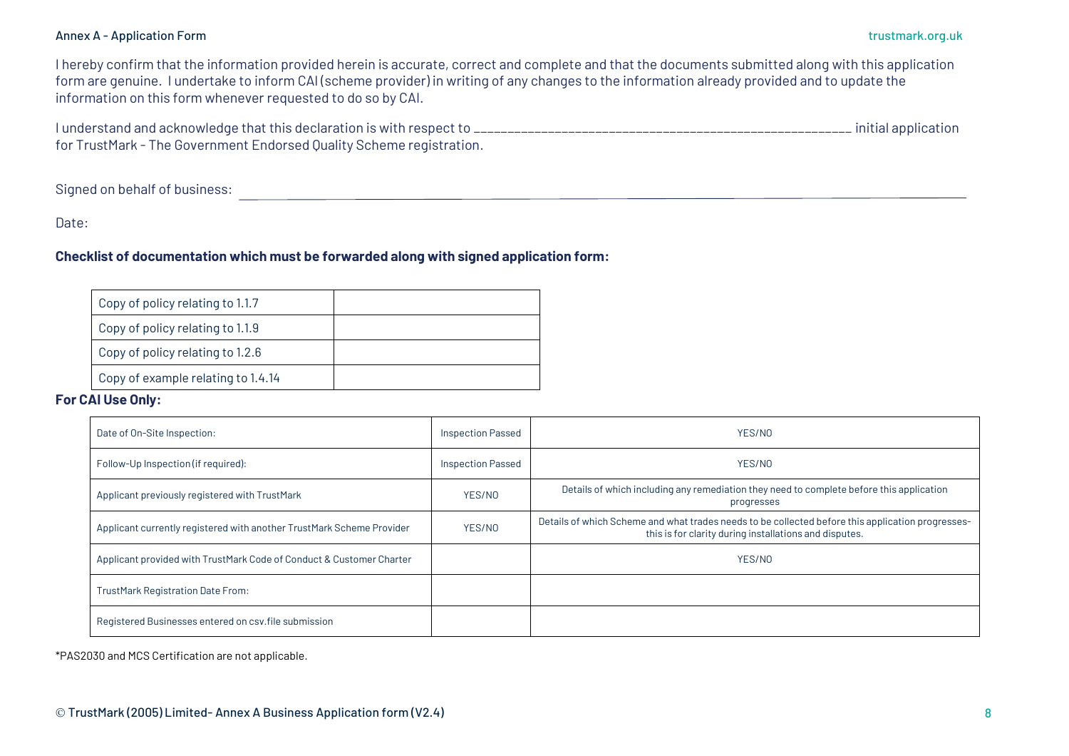I hereby confirm that the information provided herein is accurate, correct and complete and that the documents submitted along with this application form are genuine. I undertake to inform CAI (scheme provider) in writing of any changes to the information already provided and to update the information on this form whenever requested to do so by CAI.

I understand and acknowledge that this declaration is with respect to ________________________________________________________ initial application for TrustMark - The Government Endorsed Quality Scheme registration.

Signed on behalf of business: ____________________________________________

Date:

**Checklist of documentation which must be forwarded along with signed application form:**

| | |
|---|---|
| Copy of policy relating to 1.1.7 | |
| Copy of policy relating to 1.1.9 | |
| Copy of policy relating to 1.2.6 | |
| Copy of example relating to 1.4.14 | |

**For CAI Use Only:**

| | | |
|---|---|---|
| Date of On-Site Inspection: | Inspection Passed | YES/NO |
| Follow-Up Inspection (if required): | Inspection Passed | YES/NO |
| Applicant previously registered with TrustMark | YES/NO | Details of which including any remediation they need to complete before this application progresses |
| Applicant currently registered with another TrustMark Scheme Provider | YES/NO | Details of which Scheme and what trades needs to be collected before this application progresses- this is for clarity during installations and disputes. |
| Applicant provided with TrustMark Code of Conduct & Customer Charter | | YES/NO |
| TrustMark Registration Date From: | | |
| Registered Businesses entered on csv.file submission | | |

*PAS2030 and MCS Certification are not applicable.